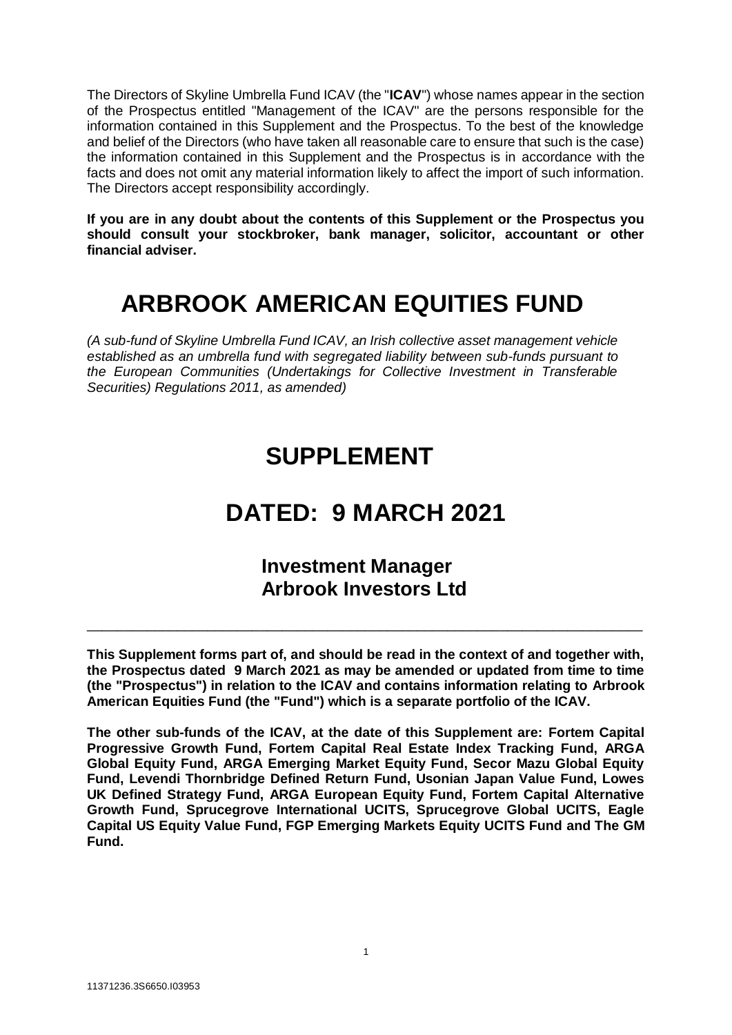The Directors of Skyline Umbrella Fund ICAV (the "**ICAV**") whose names appear in the section of the Prospectus entitled "Management of the ICAV" are the persons responsible for the information contained in this Supplement and the Prospectus. To the best of the knowledge and belief of the Directors (who have taken all reasonable care to ensure that such is the case) the information contained in this Supplement and the Prospectus is in accordance with the facts and does not omit any material information likely to affect the import of such information. The Directors accept responsibility accordingly.

**If you are in any doubt about the contents of this Supplement or the Prospectus you should consult your stockbroker, bank manager, solicitor, accountant or other financial adviser.**

# ARBROOK AMERICAN EQUITIES FUND

*(A sub-fund of Skyline Umbrella Fund ICAV, an Irish collective asset management vehicle established as an umbrella fund with segregated liability between sub-funds pursuant to the European Communities (Undertakings for Collective Investment in Transferable Securities) Regulations 2011, as amended)*

# SUPPLEMENT

# DATED: 9 MARCH 2021

## Investment Manager
## Arbrook Investors Ltd

---

**This Supplement forms part of, and should be read in the context of and together with, the Prospectus dated 9 March 2021 as may be amended or updated from time to time (the "Prospectus") in relation to the ICAV and contains information relating to Arbrook American Equities Fund (the "Fund") which is a separate portfolio of the ICAV.**

**The other sub-funds of the ICAV, at the date of this Supplement are: Fortem Capital Progressive Growth Fund, Fortem Capital Real Estate Index Tracking Fund, ARGA Global Equity Fund, ARGA Emerging Market Equity Fund, Secor Mazu Global Equity Fund, Levendi Thornbridge Defined Return Fund, Usonian Japan Value Fund, Lowes UK Defined Strategy Fund, ARGA European Equity Fund, Fortem Capital Alternative Growth Fund, Sprucegrove International UCITS, Sprucegrove Global UCITS, Eagle Capital US Equity Value Fund, FGP Emerging Markets Equity UCITS Fund and The GM Fund.**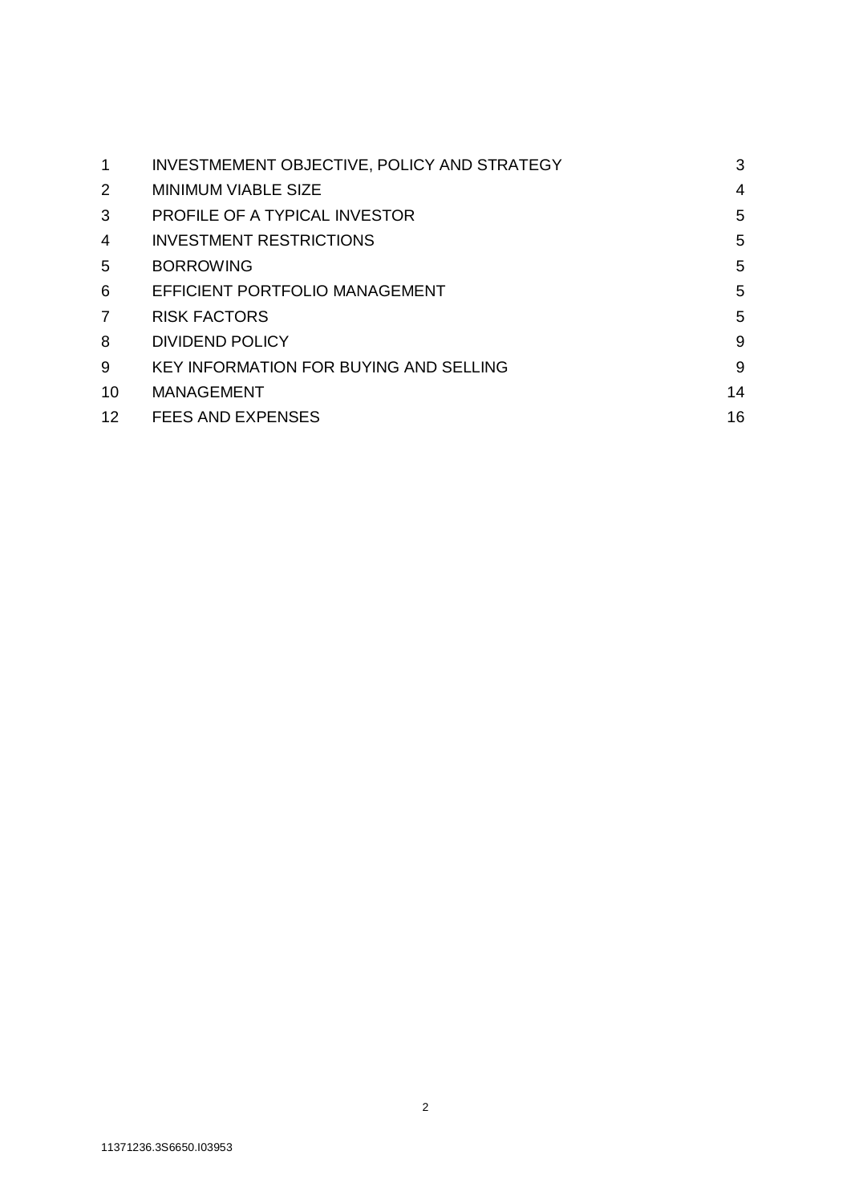| | | |
|---|---|---|
| 1 | INVESTMEMENT OBJECTIVE, POLICY AND STRATEGY | 3 |
| 2 | MINIMUM VIABLE SIZE | 4 |
| 3 | PROFILE OF A TYPICAL INVESTOR | 5 |
| 4 | INVESTMENT RESTRICTIONS | 5 |
| 5 | BORROWING | 5 |
| 6 | EFFICIENT PORTFOLIO MANAGEMENT | 5 |
| 7 | RISK FACTORS | 5 |
| 8 | DIVIDEND POLICY | 9 |
| 9 | KEY INFORMATION FOR BUYING AND SELLING | 9 |
| 10 | MANAGEMENT | 14 |
| 12 | FEES AND EXPENSES | 16 |

11371236.3S6650.I03953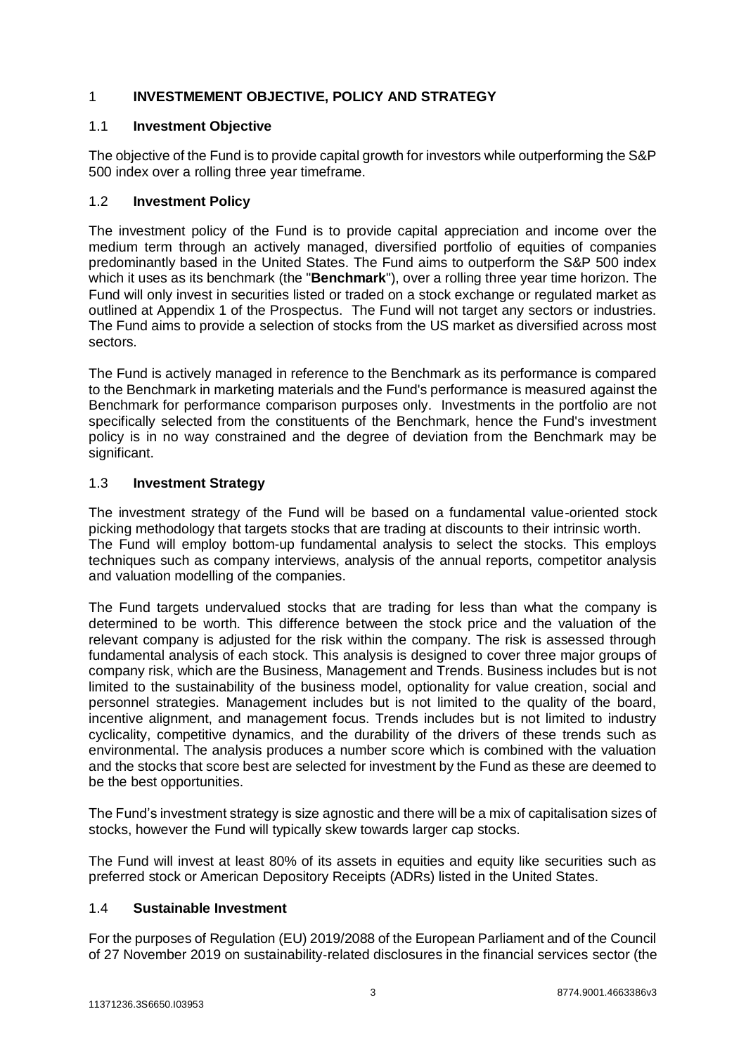# 1 INVESTMEMENT OBJECTIVE, POLICY AND STRATEGY

## 1.1 Investment Objective

The objective of the Fund is to provide capital growth for investors while outperforming the S&P 500 index over a rolling three year timeframe.

## 1.2 Investment Policy

The investment policy of the Fund is to provide capital appreciation and income over the medium term through an actively managed, diversified portfolio of equities of companies predominantly based in the United States. The Fund aims to outperform the S&P 500 index which it uses as its benchmark (the "**Benchmark**"), over a rolling three year time horizon. The Fund will only invest in securities listed or traded on a stock exchange or regulated market as outlined at Appendix 1 of the Prospectus. The Fund will not target any sectors or industries. The Fund aims to provide a selection of stocks from the US market as diversified across most sectors.

The Fund is actively managed in reference to the Benchmark as its performance is compared to the Benchmark in marketing materials and the Fund's performance is measured against the Benchmark for performance comparison purposes only. Investments in the portfolio are not specifically selected from the constituents of the Benchmark, hence the Fund's investment policy is in no way constrained and the degree of deviation from the Benchmark may be significant.

## 1.3 Investment Strategy

The investment strategy of the Fund will be based on a fundamental value-oriented stock picking methodology that targets stocks that are trading at discounts to their intrinsic worth. The Fund will employ bottom-up fundamental analysis to select the stocks. This employs techniques such as company interviews, analysis of the annual reports, competitor analysis and valuation modelling of the companies.

The Fund targets undervalued stocks that are trading for less than what the company is determined to be worth. This difference between the stock price and the valuation of the relevant company is adjusted for the risk within the company. The risk is assessed through fundamental analysis of each stock. This analysis is designed to cover three major groups of company risk, which are the Business, Management and Trends. Business includes but is not limited to the sustainability of the business model, optionality for value creation, social and personnel strategies. Management includes but is not limited to the quality of the board, incentive alignment, and management focus. Trends includes but is not limited to industry cyclicality, competitive dynamics, and the durability of the drivers of these trends such as environmental. The analysis produces a number score which is combined with the valuation and the stocks that score best are selected for investment by the Fund as these are deemed to be the best opportunities.

The Fund's investment strategy is size agnostic and there will be a mix of capitalisation sizes of stocks, however the Fund will typically skew towards larger cap stocks.

The Fund will invest at least 80% of its assets in equities and equity like securities such as preferred stock or American Depository Receipts (ADRs) listed in the United States.

## 1.4 Sustainable Investment

For the purposes of Regulation (EU) 2019/2088 of the European Parliament and of the Council of 27 November 2019 on sustainability-related disclosures in the financial services sector (the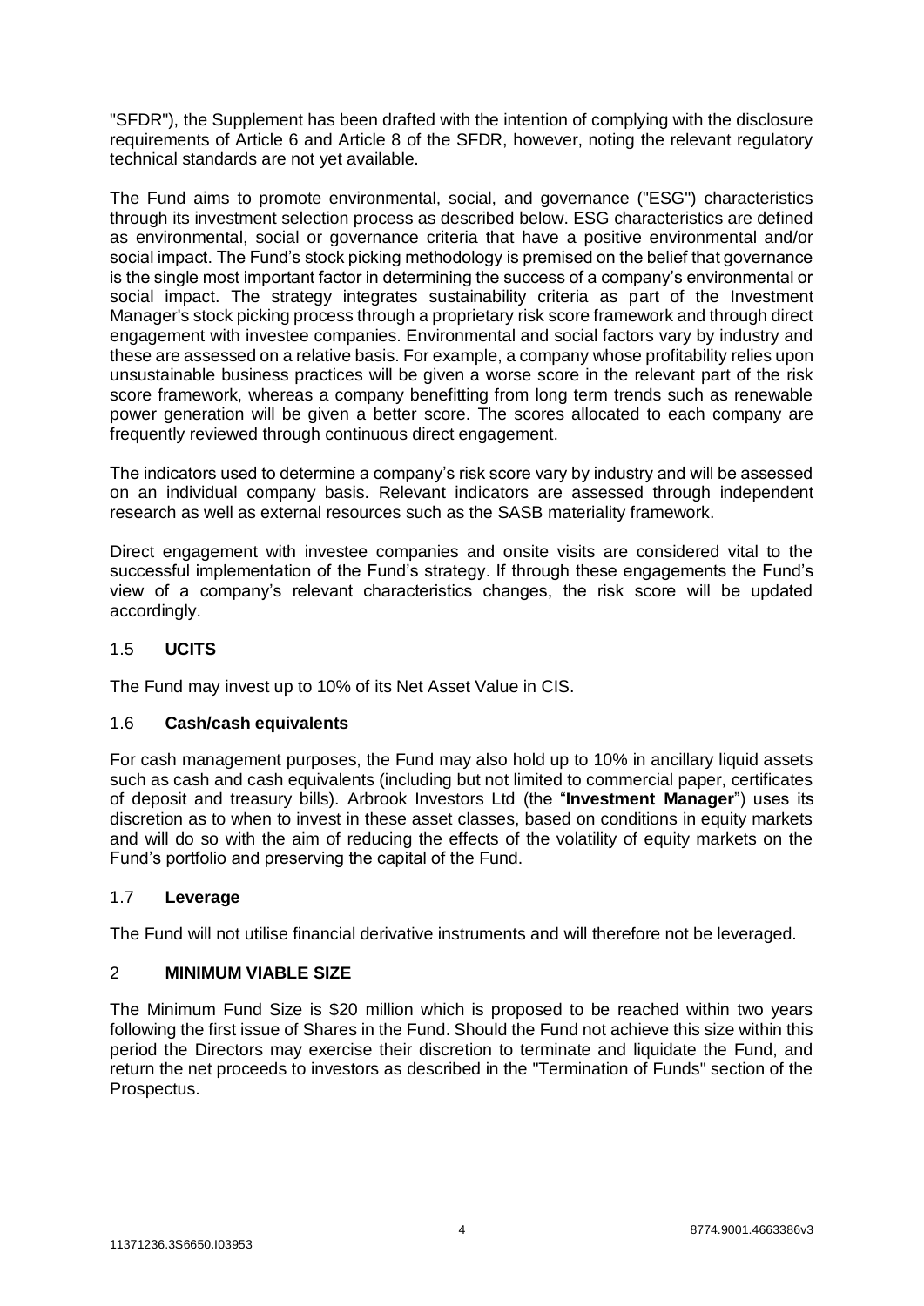"SFDR"), the Supplement has been drafted with the intention of complying with the disclosure requirements of Article 6 and Article 8 of the SFDR, however, noting the relevant regulatory technical standards are not yet available.

The Fund aims to promote environmental, social, and governance ("ESG") characteristics through its investment selection process as described below. ESG characteristics are defined as environmental, social or governance criteria that have a positive environmental and/or social impact. The Fund's stock picking methodology is premised on the belief that governance is the single most important factor in determining the success of a company's environmental or social impact. The strategy integrates sustainability criteria as part of the Investment Manager's stock picking process through a proprietary risk score framework and through direct engagement with investee companies. Environmental and social factors vary by industry and these are assessed on a relative basis. For example, a company whose profitability relies upon unsustainable business practices will be given a worse score in the relevant part of the risk score framework, whereas a company benefitting from long term trends such as renewable power generation will be given a better score. The scores allocated to each company are frequently reviewed through continuous direct engagement.

The indicators used to determine a company's risk score vary by industry and will be assessed on an individual company basis. Relevant indicators are assessed through independent research as well as external resources such as the SASB materiality framework.

Direct engagement with investee companies and onsite visits are considered vital to the successful implementation of the Fund's strategy. If through these engagements the Fund's view of a company's relevant characteristics changes, the risk score will be updated accordingly.

### 1.5 **UCITS**

The Fund may invest up to 10% of its Net Asset Value in CIS.

### 1.6 **Cash/cash equivalents**

For cash management purposes, the Fund may also hold up to 10% in ancillary liquid assets such as cash and cash equivalents (including but not limited to commercial paper, certificates of deposit and treasury bills). Arbrook Investors Ltd (the "**Investment Manager**") uses its discretion as to when to invest in these asset classes, based on conditions in equity markets and will do so with the aim of reducing the effects of the volatility of equity markets on the Fund's portfolio and preserving the capital of the Fund.

### 1.7 **Leverage**

The Fund will not utilise financial derivative instruments and will therefore not be leveraged.

## 2 **MINIMUM VIABLE SIZE**

The Minimum Fund Size is \$20 million which is proposed to be reached within two years following the first issue of Shares in the Fund. Should the Fund not achieve this size within this period the Directors may exercise their discretion to terminate and liquidate the Fund, and return the net proceeds to investors as described in the "Termination of Funds" section of the Prospectus.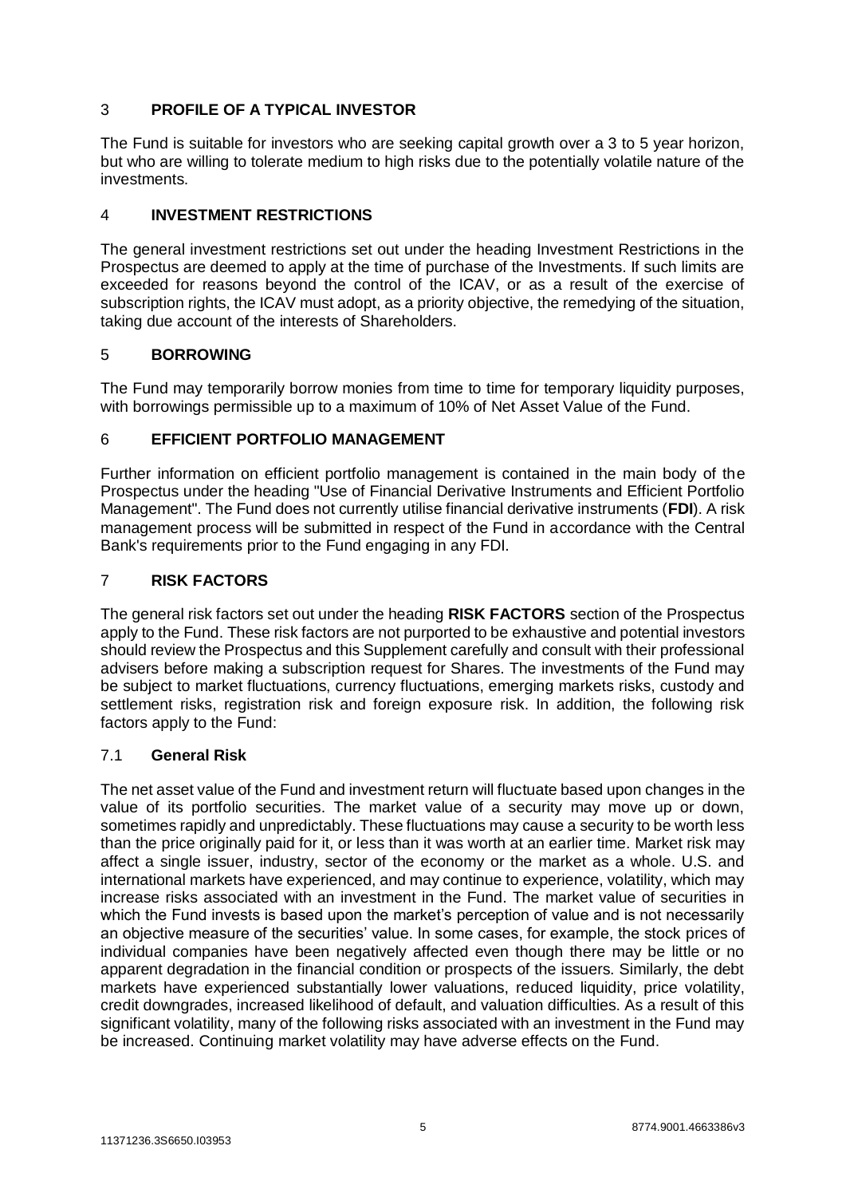## 3 PROFILE OF A TYPICAL INVESTOR

The Fund is suitable for investors who are seeking capital growth over a 3 to 5 year horizon, but who are willing to tolerate medium to high risks due to the potentially volatile nature of the investments.

## 4 INVESTMENT RESTRICTIONS

The general investment restrictions set out under the heading Investment Restrictions in the Prospectus are deemed to apply at the time of purchase of the Investments. If such limits are exceeded for reasons beyond the control of the ICAV, or as a result of the exercise of subscription rights, the ICAV must adopt, as a priority objective, the remedying of the situation, taking due account of the interests of Shareholders.

## 5 BORROWING

The Fund may temporarily borrow monies from time to time for temporary liquidity purposes, with borrowings permissible up to a maximum of 10% of Net Asset Value of the Fund.

## 6 EFFICIENT PORTFOLIO MANAGEMENT

Further information on efficient portfolio management is contained in the main body of the Prospectus under the heading "Use of Financial Derivative Instruments and Efficient Portfolio Management". The Fund does not currently utilise financial derivative instruments (**FDI**). A risk management process will be submitted in respect of the Fund in accordance with the Central Bank's requirements prior to the Fund engaging in any FDI.

## 7 RISK FACTORS

The general risk factors set out under the heading **RISK FACTORS** section of the Prospectus apply to the Fund. These risk factors are not purported to be exhaustive and potential investors should review the Prospectus and this Supplement carefully and consult with their professional advisers before making a subscription request for Shares. The investments of the Fund may be subject to market fluctuations, currency fluctuations, emerging markets risks, custody and settlement risks, registration risk and foreign exposure risk. In addition, the following risk factors apply to the Fund:

### 7.1 General Risk

The net asset value of the Fund and investment return will fluctuate based upon changes in the value of its portfolio securities. The market value of a security may move up or down, sometimes rapidly and unpredictably. These fluctuations may cause a security to be worth less than the price originally paid for it, or less than it was worth at an earlier time. Market risk may affect a single issuer, industry, sector of the economy or the market as a whole. U.S. and international markets have experienced, and may continue to experience, volatility, which may increase risks associated with an investment in the Fund. The market value of securities in which the Fund invests is based upon the market's perception of value and is not necessarily an objective measure of the securities' value. In some cases, for example, the stock prices of individual companies have been negatively affected even though there may be little or no apparent degradation in the financial condition or prospects of the issuers. Similarly, the debt markets have experienced substantially lower valuations, reduced liquidity, price volatility, credit downgrades, increased likelihood of default, and valuation difficulties. As a result of this significant volatility, many of the following risks associated with an investment in the Fund may be increased. Continuing market volatility may have adverse effects on the Fund.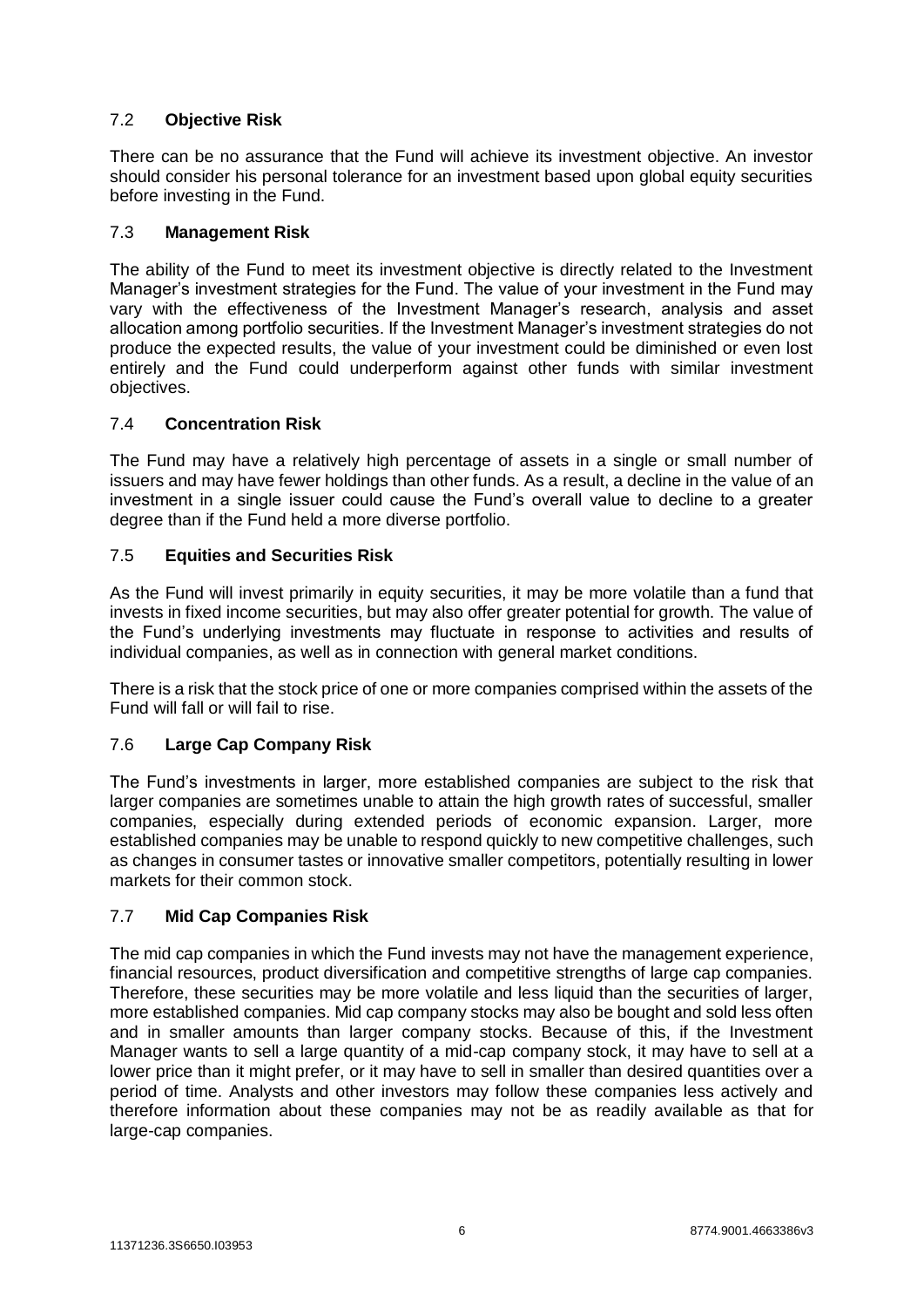### 7.2 **Objective Risk**

There can be no assurance that the Fund will achieve its investment objective. An investor should consider his personal tolerance for an investment based upon global equity securities before investing in the Fund.

### 7.3 **Management Risk**

The ability of the Fund to meet its investment objective is directly related to the Investment Manager's investment strategies for the Fund. The value of your investment in the Fund may vary with the effectiveness of the Investment Manager's research, analysis and asset allocation among portfolio securities. If the Investment Manager's investment strategies do not produce the expected results, the value of your investment could be diminished or even lost entirely and the Fund could underperform against other funds with similar investment objectives.

### 7.4 **Concentration Risk**

The Fund may have a relatively high percentage of assets in a single or small number of issuers and may have fewer holdings than other funds. As a result, a decline in the value of an investment in a single issuer could cause the Fund's overall value to decline to a greater degree than if the Fund held a more diverse portfolio.

### 7.5 **Equities and Securities Risk**

As the Fund will invest primarily in equity securities, it may be more volatile than a fund that invests in fixed income securities, but may also offer greater potential for growth. The value of the Fund's underlying investments may fluctuate in response to activities and results of individual companies, as well as in connection with general market conditions.

There is a risk that the stock price of one or more companies comprised within the assets of the Fund will fall or will fail to rise.

### 7.6 **Large Cap Company Risk**

The Fund's investments in larger, more established companies are subject to the risk that larger companies are sometimes unable to attain the high growth rates of successful, smaller companies, especially during extended periods of economic expansion. Larger, more established companies may be unable to respond quickly to new competitive challenges, such as changes in consumer tastes or innovative smaller competitors, potentially resulting in lower markets for their common stock.

### 7.7 **Mid Cap Companies Risk**

The mid cap companies in which the Fund invests may not have the management experience, financial resources, product diversification and competitive strengths of large cap companies. Therefore, these securities may be more volatile and less liquid than the securities of larger, more established companies. Mid cap company stocks may also be bought and sold less often and in smaller amounts than larger company stocks. Because of this, if the Investment Manager wants to sell a large quantity of a mid-cap company stock, it may have to sell at a lower price than it might prefer, or it may have to sell in smaller than desired quantities over a period of time. Analysts and other investors may follow these companies less actively and therefore information about these companies may not be as readily available as that for large-cap companies.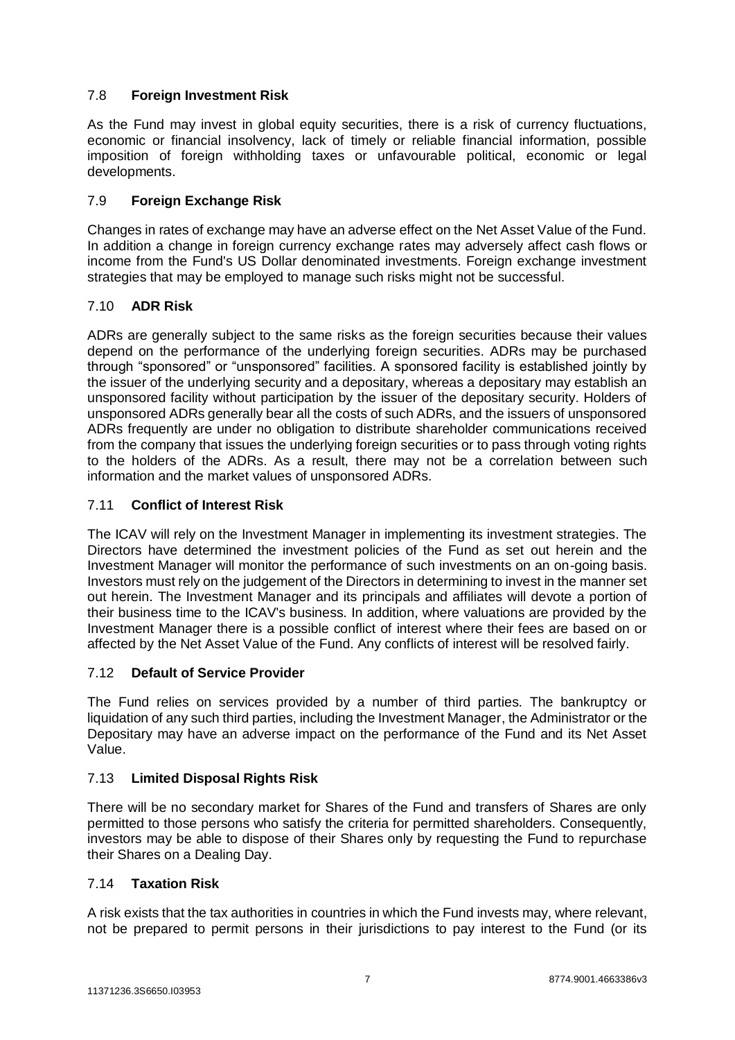### 7.8 **Foreign Investment Risk**

As the Fund may invest in global equity securities, there is a risk of currency fluctuations, economic or financial insolvency, lack of timely or reliable financial information, possible imposition of foreign withholding taxes or unfavourable political, economic or legal developments.

### 7.9 **Foreign Exchange Risk**

Changes in rates of exchange may have an adverse effect on the Net Asset Value of the Fund. In addition a change in foreign currency exchange rates may adversely affect cash flows or income from the Fund's US Dollar denominated investments. Foreign exchange investment strategies that may be employed to manage such risks might not be successful.

### 7.10 **ADR Risk**

ADRs are generally subject to the same risks as the foreign securities because their values depend on the performance of the underlying foreign securities. ADRs may be purchased through "sponsored" or "unsponsored" facilities. A sponsored facility is established jointly by the issuer of the underlying security and a depositary, whereas a depositary may establish an unsponsored facility without participation by the issuer of the depositary security. Holders of unsponsored ADRs generally bear all the costs of such ADRs, and the issuers of unsponsored ADRs frequently are under no obligation to distribute shareholder communications received from the company that issues the underlying foreign securities or to pass through voting rights to the holders of the ADRs. As a result, there may not be a correlation between such information and the market values of unsponsored ADRs.

### 7.11 **Conflict of Interest Risk**

The ICAV will rely on the Investment Manager in implementing its investment strategies. The Directors have determined the investment policies of the Fund as set out herein and the Investment Manager will monitor the performance of such investments on an on-going basis. Investors must rely on the judgement of the Directors in determining to invest in the manner set out herein. The Investment Manager and its principals and affiliates will devote a portion of their business time to the ICAV's business. In addition, where valuations are provided by the Investment Manager there is a possible conflict of interest where their fees are based on or affected by the Net Asset Value of the Fund. Any conflicts of interest will be resolved fairly.

### 7.12 **Default of Service Provider**

The Fund relies on services provided by a number of third parties. The bankruptcy or liquidation of any such third parties, including the Investment Manager, the Administrator or the Depositary may have an adverse impact on the performance of the Fund and its Net Asset Value.

### 7.13 **Limited Disposal Rights Risk**

There will be no secondary market for Shares of the Fund and transfers of Shares are only permitted to those persons who satisfy the criteria for permitted shareholders. Consequently, investors may be able to dispose of their Shares only by requesting the Fund to repurchase their Shares on a Dealing Day.

### 7.14 **Taxation Risk**

A risk exists that the tax authorities in countries in which the Fund invests may, where relevant, not be prepared to permit persons in their jurisdictions to pay interest to the Fund (or its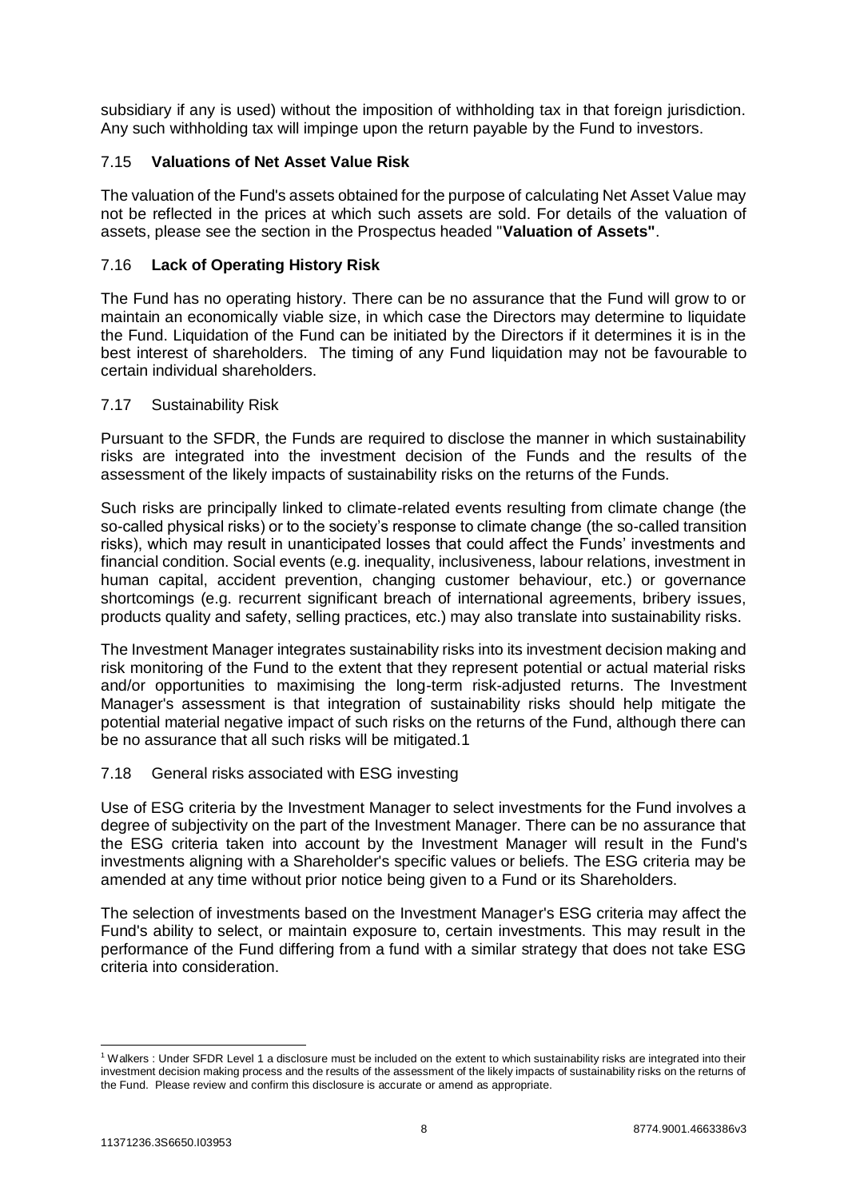subsidiary if any is used) without the imposition of withholding tax in that foreign jurisdiction. Any such withholding tax will impinge upon the return payable by the Fund to investors.

### 7.15 **Valuations of Net Asset Value Risk**

The valuation of the Fund's assets obtained for the purpose of calculating Net Asset Value may not be reflected in the prices at which such assets are sold. For details of the valuation of assets, please see the section in the Prospectus headed "**Valuation of Assets"**.

### 7.16 **Lack of Operating History Risk**

The Fund has no operating history. There can be no assurance that the Fund will grow to or maintain an economically viable size, in which case the Directors may determine to liquidate the Fund. Liquidation of the Fund can be initiated by the Directors if it determines it is in the best interest of shareholders. The timing of any Fund liquidation may not be favourable to certain individual shareholders.

### 7.17 Sustainability Risk

Pursuant to the SFDR, the Funds are required to disclose the manner in which sustainability risks are integrated into the investment decision of the Funds and the results of the assessment of the likely impacts of sustainability risks on the returns of the Funds.

Such risks are principally linked to climate-related events resulting from climate change (the so-called physical risks) or to the society's response to climate change (the so-called transition risks), which may result in unanticipated losses that could affect the Funds' investments and financial condition. Social events (e.g. inequality, inclusiveness, labour relations, investment in human capital, accident prevention, changing customer behaviour, etc.) or governance shortcomings (e.g. recurrent significant breach of international agreements, bribery issues, products quality and safety, selling practices, etc.) may also translate into sustainability risks.

The Investment Manager integrates sustainability risks into its investment decision making and risk monitoring of the Fund to the extent that they represent potential or actual material risks and/or opportunities to maximising the long-term risk-adjusted returns. The Investment Manager's assessment is that integration of sustainability risks should help mitigate the potential material negative impact of such risks on the returns of the Fund, although there can be no assurance that all such risks will be mitigated.[1]

### 7.18 General risks associated with ESG investing

Use of ESG criteria by the Investment Manager to select investments for the Fund involves a degree of subjectivity on the part of the Investment Manager. There can be no assurance that the ESG criteria taken into account by the Investment Manager will result in the Fund's investments aligning with a Shareholder's specific values or beliefs. The ESG criteria may be amended at any time without prior notice being given to a Fund or its Shareholders.

The selection of investments based on the Investment Manager's ESG criteria may affect the Fund's ability to select, or maintain exposure to, certain investments. This may result in the performance of the Fund differing from a fund with a similar strategy that does not take ESG criteria into consideration.

---

[1] Walkers : Under SFDR Level 1 a disclosure must be included on the extent to which sustainability risks are integrated into their investment decision making process and the results of the assessment of the likely impacts of sustainability risks on the returns of the Fund. Please review and confirm this disclosure is accurate or amend as appropriate.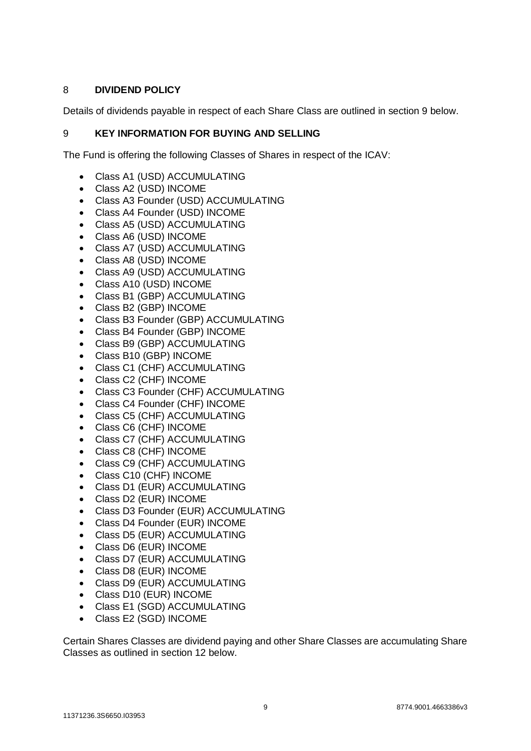## 8 DIVIDEND POLICY

Details of dividends payable in respect of each Share Class are outlined in section 9 below.

## 9 KEY INFORMATION FOR BUYING AND SELLING

The Fund is offering the following Classes of Shares in respect of the ICAV:

- Class A1 (USD) ACCUMULATING
- Class A2 (USD) INCOME
- Class A3 Founder (USD) ACCUMULATING
- Class A4 Founder (USD) INCOME
- Class A5 (USD) ACCUMULATING
- Class A6 (USD) INCOME
- Class A7 (USD) ACCUMULATING
- Class A8 (USD) INCOME
- Class A9 (USD) ACCUMULATING
- Class A10 (USD) INCOME
- Class B1 (GBP) ACCUMULATING
- Class B2 (GBP) INCOME
- Class B3 Founder (GBP) ACCUMULATING
- Class B4 Founder (GBP) INCOME
- Class B9 (GBP) ACCUMULATING
- Class B10 (GBP) INCOME
- Class C1 (CHF) ACCUMULATING
- Class C2 (CHF) INCOME
- Class C3 Founder (CHF) ACCUMULATING
- Class C4 Founder (CHF) INCOME
- Class C5 (CHF) ACCUMULATING
- Class C6 (CHF) INCOME
- Class C7 (CHF) ACCUMULATING
- Class C8 (CHF) INCOME
- Class C9 (CHF) ACCUMULATING
- Class C10 (CHF) INCOME
- Class D1 (EUR) ACCUMULATING
- Class D2 (EUR) INCOME
- Class D3 Founder (EUR) ACCUMULATING
- Class D4 Founder (EUR) INCOME
- Class D5 (EUR) ACCUMULATING
- Class D6 (EUR) INCOME
- Class D7 (EUR) ACCUMULATING
- Class D8 (EUR) INCOME
- Class D9 (EUR) ACCUMULATING
- Class D10 (EUR) INCOME
- Class E1 (SGD) ACCUMULATING
- Class E2 (SGD) INCOME

Certain Shares Classes are dividend paying and other Share Classes are accumulating Share Classes as outlined in section 12 below.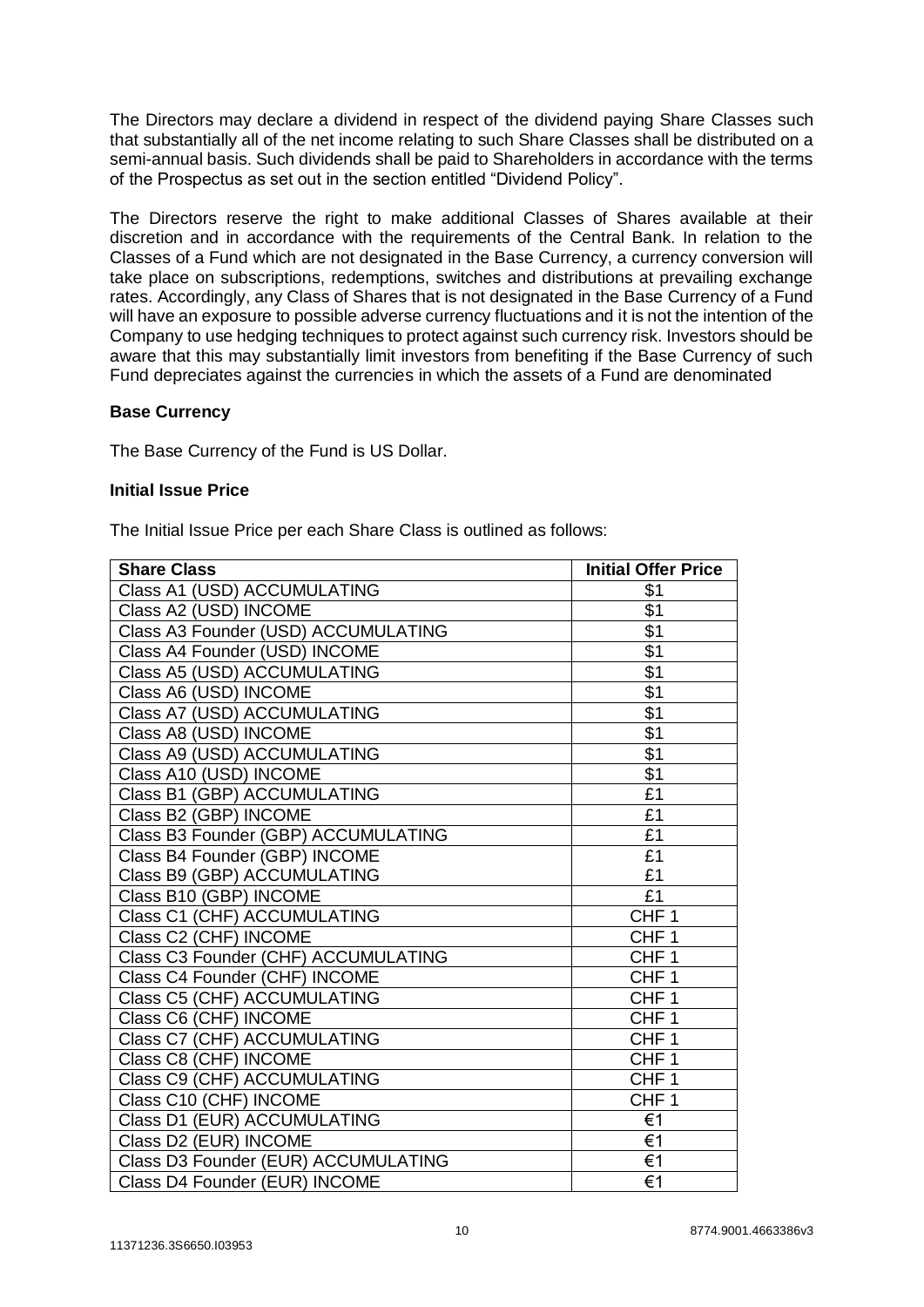The Directors may declare a dividend in respect of the dividend paying Share Classes such that substantially all of the net income relating to such Share Classes shall be distributed on a semi-annual basis. Such dividends shall be paid to Shareholders in accordance with the terms of the Prospectus as set out in the section entitled "Dividend Policy".

The Directors reserve the right to make additional Classes of Shares available at their discretion and in accordance with the requirements of the Central Bank. In relation to the Classes of a Fund which are not designated in the Base Currency, a currency conversion will take place on subscriptions, redemptions, switches and distributions at prevailing exchange rates. Accordingly, any Class of Shares that is not designated in the Base Currency of a Fund will have an exposure to possible adverse currency fluctuations and it is not the intention of the Company to use hedging techniques to protect against such currency risk. Investors should be aware that this may substantially limit investors from benefiting if the Base Currency of such Fund depreciates against the currencies in which the assets of a Fund are denominated

**Base Currency**

The Base Currency of the Fund is US Dollar.

**Initial Issue Price**

The Initial Issue Price per each Share Class is outlined as follows:

| Share Class | Initial Offer Price |
|---|---|
| Class A1 (USD) ACCUMULATING | $1 |
| Class A2 (USD) INCOME | $1 |
| Class A3 Founder (USD) ACCUMULATING | $1 |
| Class A4 Founder (USD) INCOME | $1 |
| Class A5 (USD) ACCUMULATING | $1 |
| Class A6 (USD) INCOME | $1 |
| Class A7 (USD) ACCUMULATING | $1 |
| Class A8 (USD) INCOME | $1 |
| Class A9 (USD) ACCUMULATING | $1 |
| Class A10 (USD) INCOME | $1 |
| Class B1 (GBP) ACCUMULATING | £1 |
| Class B2 (GBP) INCOME | £1 |
| Class B3 Founder (GBP) ACCUMULATING | £1 |
| Class B4 Founder (GBP) INCOME | £1 |
| Class B9 (GBP) ACCUMULATING | £1 |
| Class B10 (GBP) INCOME | £1 |
| Class C1 (CHF) ACCUMULATING | CHF 1 |
| Class C2 (CHF) INCOME | CHF 1 |
| Class C3 Founder (CHF) ACCUMULATING | CHF 1 |
| Class C4 Founder (CHF) INCOME | CHF 1 |
| Class C5 (CHF) ACCUMULATING | CHF 1 |
| Class C6 (CHF) INCOME | CHF 1 |
| Class C7 (CHF) ACCUMULATING | CHF 1 |
| Class C8 (CHF) INCOME | CHF 1 |
| Class C9 (CHF) ACCUMULATING | CHF 1 |
| Class C10 (CHF) INCOME | CHF 1 |
| Class D1 (EUR) ACCUMULATING | €1 |
| Class D2 (EUR) INCOME | €1 |
| Class D3 Founder (EUR) ACCUMULATING | €1 |
| Class D4 Founder (EUR) INCOME | €1 |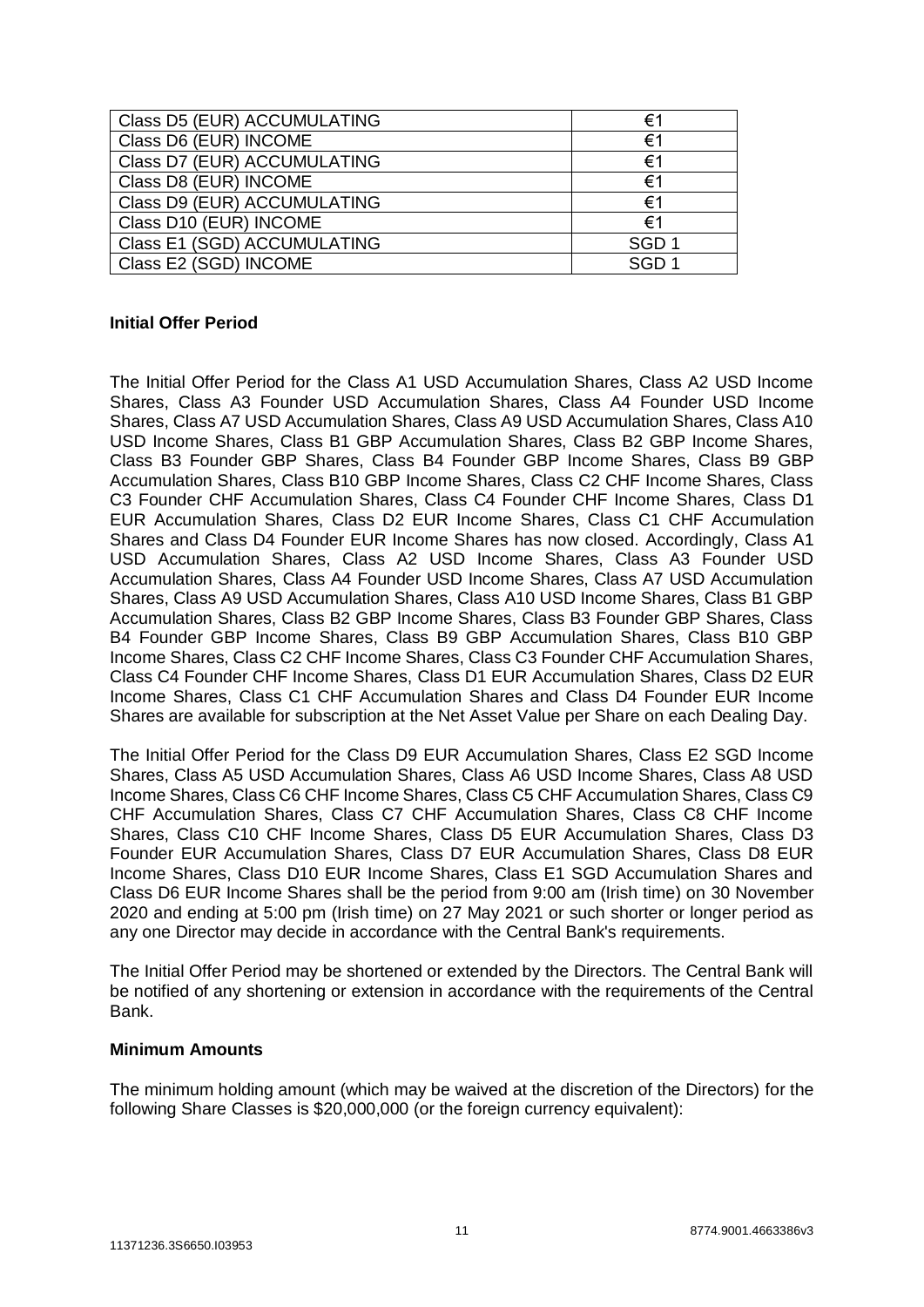| Class D5 (EUR) ACCUMULATING | €1 |
|---|---|
| Class D6 (EUR) INCOME | €1 |
| Class D7 (EUR) ACCUMULATING | €1 |
| Class D8 (EUR) INCOME | €1 |
| Class D9 (EUR) ACCUMULATING | €1 |
| Class D10 (EUR) INCOME | €1 |
| Class E1 (SGD) ACCUMULATING | SGD 1 |
| Class E2 (SGD) INCOME | SGD 1 |

**Initial Offer Period**

The Initial Offer Period for the Class A1 USD Accumulation Shares, Class A2 USD Income Shares, Class A3 Founder USD Accumulation Shares, Class A4 Founder USD Income Shares, Class A7 USD Accumulation Shares, Class A9 USD Accumulation Shares, Class A10 USD Income Shares, Class B1 GBP Accumulation Shares, Class B2 GBP Income Shares, Class B3 Founder GBP Shares, Class B4 Founder GBP Income Shares, Class B9 GBP Accumulation Shares, Class B10 GBP Income Shares, Class C2 CHF Income Shares, Class C3 Founder CHF Accumulation Shares, Class C4 Founder CHF Income Shares, Class D1 EUR Accumulation Shares, Class D2 EUR Income Shares, Class C1 CHF Accumulation Shares and Class D4 Founder EUR Income Shares has now closed. Accordingly, Class A1 USD Accumulation Shares, Class A2 USD Income Shares, Class A3 Founder USD Accumulation Shares, Class A4 Founder USD Income Shares, Class A7 USD Accumulation Shares, Class A9 USD Accumulation Shares, Class A10 USD Income Shares, Class B1 GBP Accumulation Shares, Class B2 GBP Income Shares, Class B3 Founder GBP Shares, Class B4 Founder GBP Income Shares, Class B9 GBP Accumulation Shares, Class B10 GBP Income Shares, Class C2 CHF Income Shares, Class C3 Founder CHF Accumulation Shares, Class C4 Founder CHF Income Shares, Class D1 EUR Accumulation Shares, Class D2 EUR Income Shares, Class C1 CHF Accumulation Shares and Class D4 Founder EUR Income Shares are available for subscription at the Net Asset Value per Share on each Dealing Day.

The Initial Offer Period for the Class D9 EUR Accumulation Shares, Class E2 SGD Income Shares, Class A5 USD Accumulation Shares, Class A6 USD Income Shares, Class A8 USD Income Shares, Class C6 CHF Income Shares, Class C5 CHF Accumulation Shares, Class C9 CHF Accumulation Shares, Class C7 CHF Accumulation Shares, Class C8 CHF Income Shares, Class C10 CHF Income Shares, Class D5 EUR Accumulation Shares, Class D3 Founder EUR Accumulation Shares, Class D7 EUR Accumulation Shares, Class D8 EUR Income Shares, Class D10 EUR Income Shares, Class E1 SGD Accumulation Shares and Class D6 EUR Income Shares shall be the period from 9:00 am (Irish time) on 30 November 2020 and ending at 5:00 pm (Irish time) on 27 May 2021 or such shorter or longer period as any one Director may decide in accordance with the Central Bank's requirements.

The Initial Offer Period may be shortened or extended by the Directors. The Central Bank will be notified of any shortening or extension in accordance with the requirements of the Central Bank.

**Minimum Amounts**

The minimum holding amount (which may be waived at the discretion of the Directors) for the following Share Classes is $20,000,000 (or the foreign currency equivalent):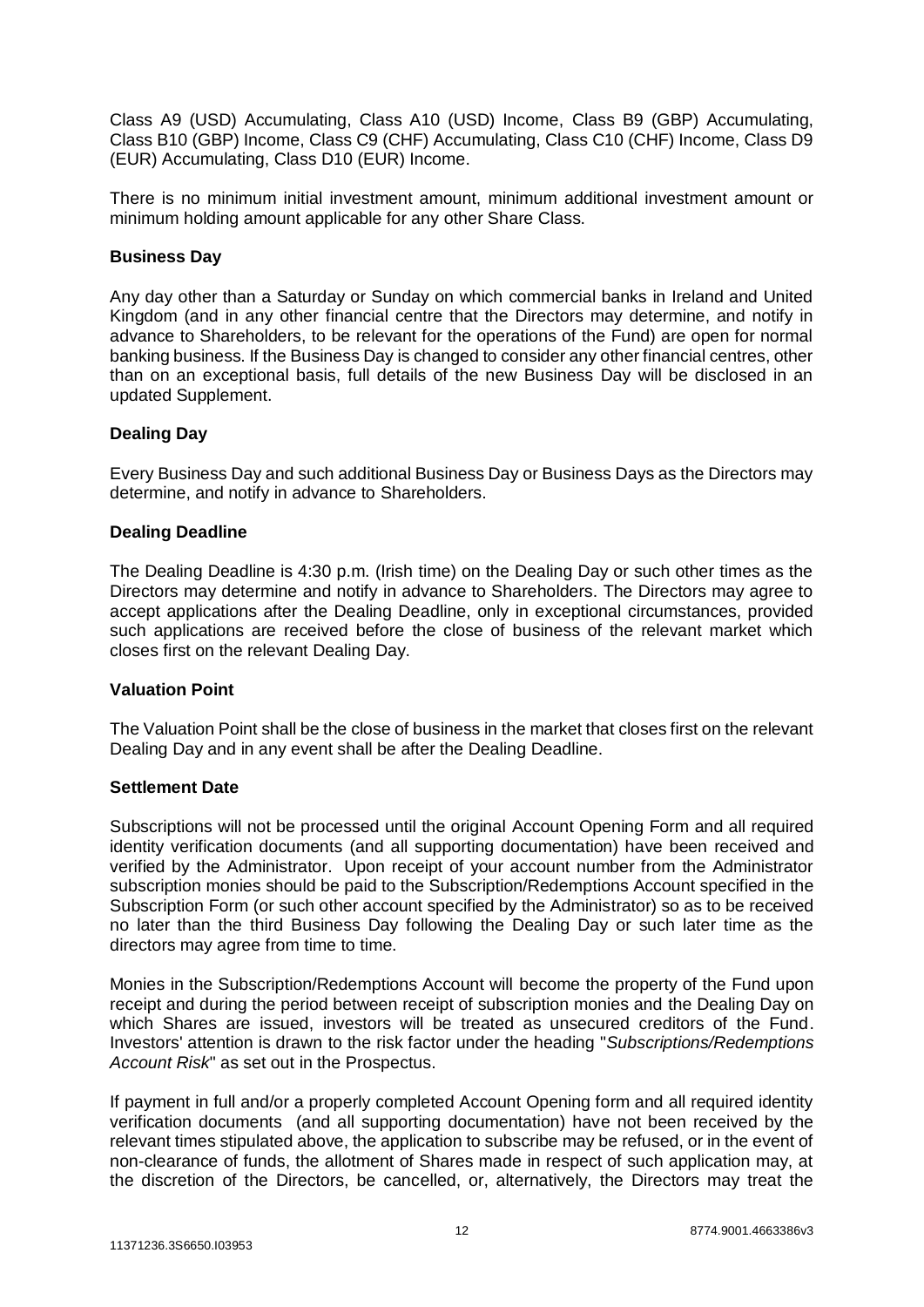Class A9 (USD) Accumulating, Class A10 (USD) Income, Class B9 (GBP) Accumulating, Class B10 (GBP) Income, Class C9 (CHF) Accumulating, Class C10 (CHF) Income, Class D9 (EUR) Accumulating, Class D10 (EUR) Income.

There is no minimum initial investment amount, minimum additional investment amount or minimum holding amount applicable for any other Share Class.

**Business Day**

Any day other than a Saturday or Sunday on which commercial banks in Ireland and United Kingdom (and in any other financial centre that the Directors may determine, and notify in advance to Shareholders, to be relevant for the operations of the Fund) are open for normal banking business. If the Business Day is changed to consider any other financial centres, other than on an exceptional basis, full details of the new Business Day will be disclosed in an updated Supplement.

**Dealing Day**

Every Business Day and such additional Business Day or Business Days as the Directors may determine, and notify in advance to Shareholders.

**Dealing Deadline**

The Dealing Deadline is 4:30 p.m. (Irish time) on the Dealing Day or such other times as the Directors may determine and notify in advance to Shareholders. The Directors may agree to accept applications after the Dealing Deadline, only in exceptional circumstances, provided such applications are received before the close of business of the relevant market which closes first on the relevant Dealing Day.

**Valuation Point**

The Valuation Point shall be the close of business in the market that closes first on the relevant Dealing Day and in any event shall be after the Dealing Deadline.

**Settlement Date**

Subscriptions will not be processed until the original Account Opening Form and all required identity verification documents (and all supporting documentation) have been received and verified by the Administrator. Upon receipt of your account number from the Administrator subscription monies should be paid to the Subscription/Redemptions Account specified in the Subscription Form (or such other account specified by the Administrator) so as to be received no later than the third Business Day following the Dealing Day or such later time as the directors may agree from time to time.

Monies in the Subscription/Redemptions Account will become the property of the Fund upon receipt and during the period between receipt of subscription monies and the Dealing Day on which Shares are issued, investors will be treated as unsecured creditors of the Fund. Investors' attention is drawn to the risk factor under the heading "*Subscriptions/Redemptions Account Risk*" as set out in the Prospectus.

If payment in full and/or a properly completed Account Opening form and all required identity verification documents (and all supporting documentation) have not been received by the relevant times stipulated above, the application to subscribe may be refused, or in the event of non-clearance of funds, the allotment of Shares made in respect of such application may, at the discretion of the Directors, be cancelled, or, alternatively, the Directors may treat the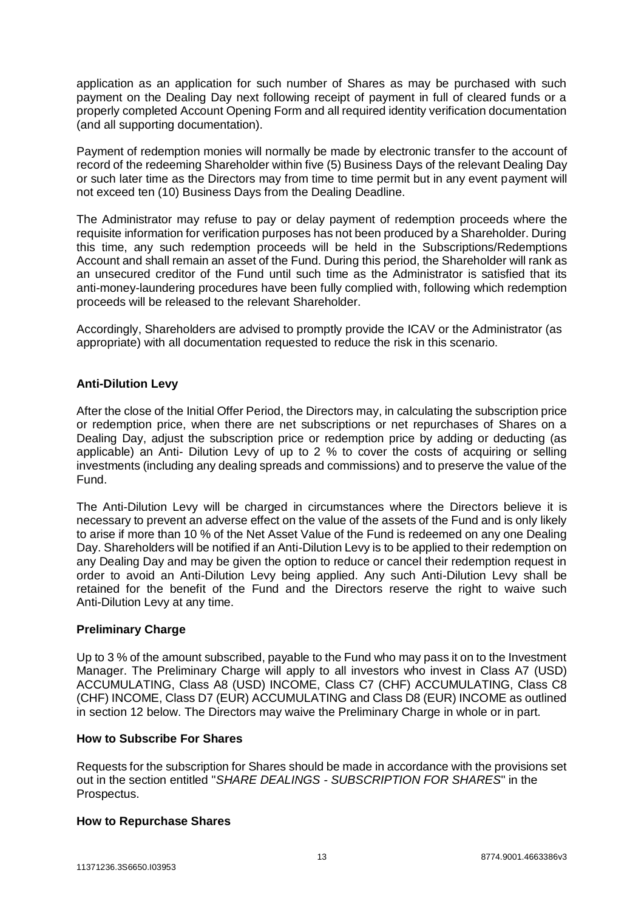application as an application for such number of Shares as may be purchased with such payment on the Dealing Day next following receipt of payment in full of cleared funds or a properly completed Account Opening Form and all required identity verification documentation (and all supporting documentation).

Payment of redemption monies will normally be made by electronic transfer to the account of record of the redeeming Shareholder within five (5) Business Days of the relevant Dealing Day or such later time as the Directors may from time to time permit but in any event payment will not exceed ten (10) Business Days from the Dealing Deadline.

The Administrator may refuse to pay or delay payment of redemption proceeds where the requisite information for verification purposes has not been produced by a Shareholder. During this time, any such redemption proceeds will be held in the Subscriptions/Redemptions Account and shall remain an asset of the Fund. During this period, the Shareholder will rank as an unsecured creditor of the Fund until such time as the Administrator is satisfied that its anti-money-laundering procedures have been fully complied with, following which redemption proceeds will be released to the relevant Shareholder.

Accordingly, Shareholders are advised to promptly provide the ICAV or the Administrator (as appropriate) with all documentation requested to reduce the risk in this scenario.

**Anti-Dilution Levy**

After the close of the Initial Offer Period, the Directors may, in calculating the subscription price or redemption price, when there are net subscriptions or net repurchases of Shares on a Dealing Day, adjust the subscription price or redemption price by adding or deducting (as applicable) an Anti- Dilution Levy of up to 2 % to cover the costs of acquiring or selling investments (including any dealing spreads and commissions) and to preserve the value of the Fund.

The Anti-Dilution Levy will be charged in circumstances where the Directors believe it is necessary to prevent an adverse effect on the value of the assets of the Fund and is only likely to arise if more than 10 % of the Net Asset Value of the Fund is redeemed on any one Dealing Day. Shareholders will be notified if an Anti-Dilution Levy is to be applied to their redemption on any Dealing Day and may be given the option to reduce or cancel their redemption request in order to avoid an Anti-Dilution Levy being applied. Any such Anti-Dilution Levy shall be retained for the benefit of the Fund and the Directors reserve the right to waive such Anti-Dilution Levy at any time.

**Preliminary Charge**

Up to 3 % of the amount subscribed, payable to the Fund who may pass it on to the Investment Manager. The Preliminary Charge will apply to all investors who invest in Class A7 (USD) ACCUMULATING, Class A8 (USD) INCOME, Class C7 (CHF) ACCUMULATING, Class C8 (CHF) INCOME, Class D7 (EUR) ACCUMULATING and Class D8 (EUR) INCOME as outlined in section 12 below. The Directors may waive the Preliminary Charge in whole or in part.

**How to Subscribe For Shares**

Requests for the subscription for Shares should be made in accordance with the provisions set out in the section entitled "*SHARE DEALINGS - SUBSCRIPTION FOR SHARES*" in the Prospectus.

**How to Repurchase Shares**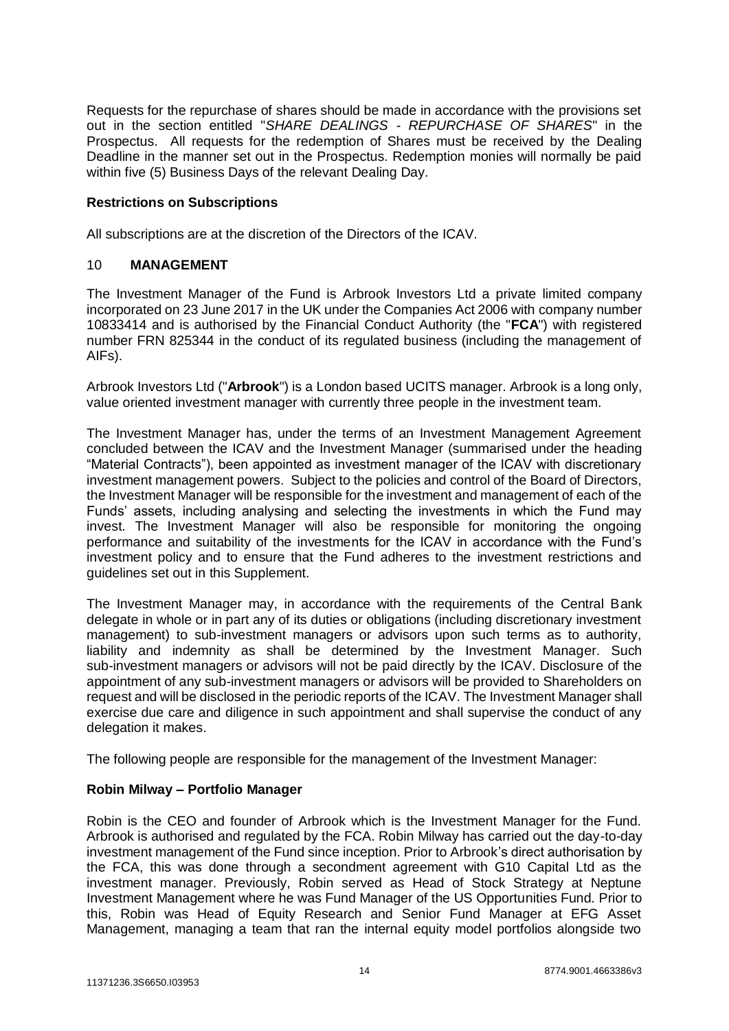Requests for the repurchase of shares should be made in accordance with the provisions set out in the section entitled "*SHARE DEALINGS - REPURCHASE OF SHARES*" in the Prospectus. All requests for the redemption of Shares must be received by the Dealing Deadline in the manner set out in the Prospectus. Redemption monies will normally be paid within five (5) Business Days of the relevant Dealing Day.

### Restrictions on Subscriptions

All subscriptions are at the discretion of the Directors of the ICAV.

## 10 MANAGEMENT

The Investment Manager of the Fund is Arbrook Investors Ltd a private limited company incorporated on 23 June 2017 in the UK under the Companies Act 2006 with company number 10833414 and is authorised by the Financial Conduct Authority (the "**FCA**") with registered number FRN 825344 in the conduct of its regulated business (including the management of AIFs).

Arbrook Investors Ltd ("**Arbrook**") is a London based UCITS manager. Arbrook is a long only, value oriented investment manager with currently three people in the investment team.

The Investment Manager has, under the terms of an Investment Management Agreement concluded between the ICAV and the Investment Manager (summarised under the heading "Material Contracts"), been appointed as investment manager of the ICAV with discretionary investment management powers. Subject to the policies and control of the Board of Directors, the Investment Manager will be responsible for the investment and management of each of the Funds' assets, including analysing and selecting the investments in which the Fund may invest. The Investment Manager will also be responsible for monitoring the ongoing performance and suitability of the investments for the ICAV in accordance with the Fund's investment policy and to ensure that the Fund adheres to the investment restrictions and guidelines set out in this Supplement.

The Investment Manager may, in accordance with the requirements of the Central Bank delegate in whole or in part any of its duties or obligations (including discretionary investment management) to sub-investment managers or advisors upon such terms as to authority, liability and indemnity as shall be determined by the Investment Manager. Such sub-investment managers or advisors will not be paid directly by the ICAV. Disclosure of the appointment of any sub-investment managers or advisors will be provided to Shareholders on request and will be disclosed in the periodic reports of the ICAV. The Investment Manager shall exercise due care and diligence in such appointment and shall supervise the conduct of any delegation it makes.

The following people are responsible for the management of the Investment Manager:

### Robin Milway – Portfolio Manager

Robin is the CEO and founder of Arbrook which is the Investment Manager for the Fund. Arbrook is authorised and regulated by the FCA. Robin Milway has carried out the day-to-day investment management of the Fund since inception. Prior to Arbrook's direct authorisation by the FCA, this was done through a secondment agreement with G10 Capital Ltd as the investment manager. Previously, Robin served as Head of Stock Strategy at Neptune Investment Management where he was Fund Manager of the US Opportunities Fund. Prior to this, Robin was Head of Equity Research and Senior Fund Manager at EFG Asset Management, managing a team that ran the internal equity model portfolios alongside two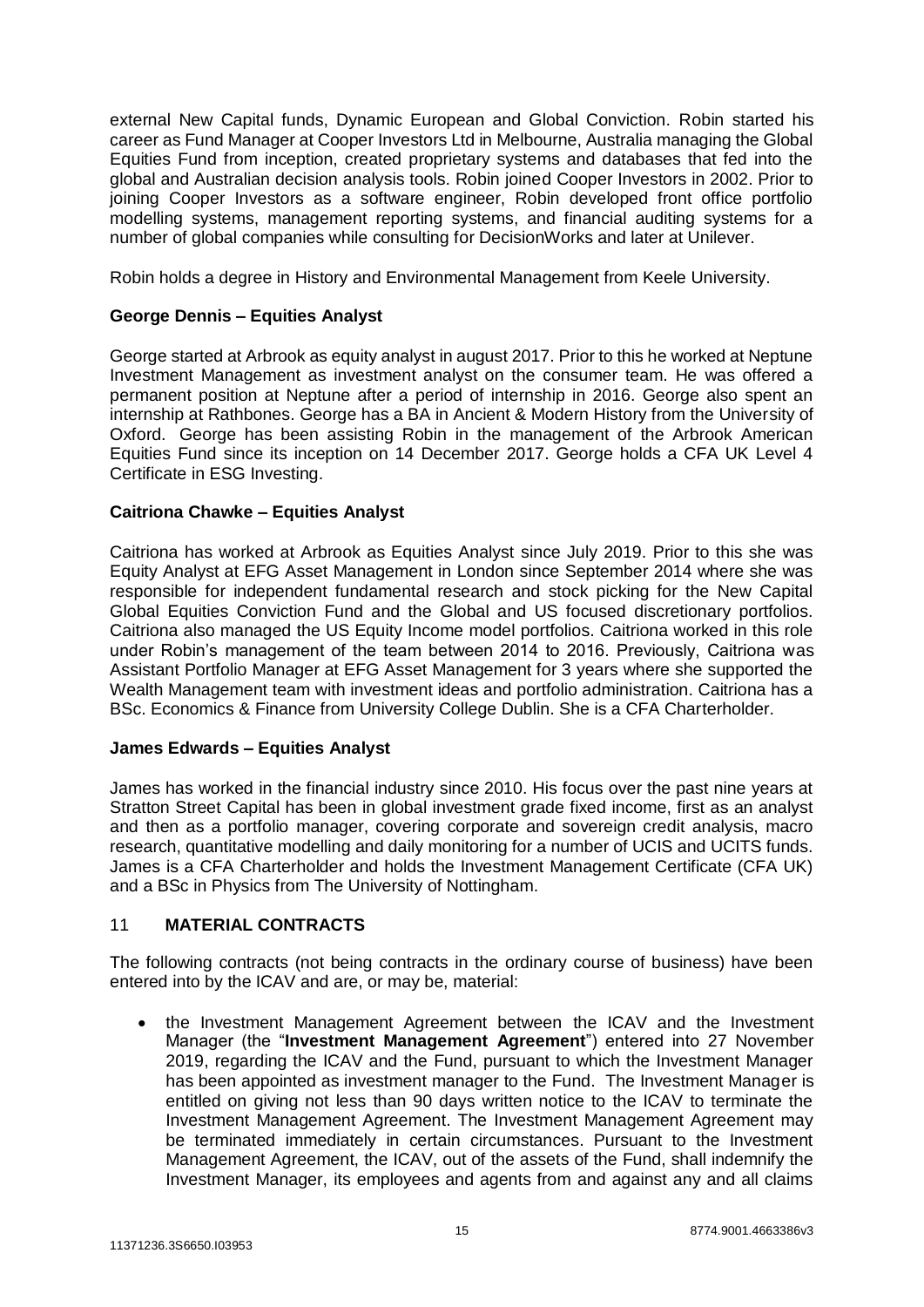external New Capital funds, Dynamic European and Global Conviction. Robin started his career as Fund Manager at Cooper Investors Ltd in Melbourne, Australia managing the Global Equities Fund from inception, created proprietary systems and databases that fed into the global and Australian decision analysis tools. Robin joined Cooper Investors in 2002. Prior to joining Cooper Investors as a software engineer, Robin developed front office portfolio modelling systems, management reporting systems, and financial auditing systems for a number of global companies while consulting for DecisionWorks and later at Unilever.

Robin holds a degree in History and Environmental Management from Keele University.

**George Dennis – Equities Analyst**

George started at Arbrook as equity analyst in august 2017. Prior to this he worked at Neptune Investment Management as investment analyst on the consumer team. He was offered a permanent position at Neptune after a period of internship in 2016. George also spent an internship at Rathbones. George has a BA in Ancient & Modern History from the University of Oxford. George has been assisting Robin in the management of the Arbrook American Equities Fund since its inception on 14 December 2017. George holds a CFA UK Level 4 Certificate in ESG Investing.

**Caitriona Chawke – Equities Analyst**

Caitriona has worked at Arbrook as Equities Analyst since July 2019. Prior to this she was Equity Analyst at EFG Asset Management in London since September 2014 where she was responsible for independent fundamental research and stock picking for the New Capital Global Equities Conviction Fund and the Global and US focused discretionary portfolios. Caitriona also managed the US Equity Income model portfolios. Caitriona worked in this role under Robin's management of the team between 2014 to 2016. Previously, Caitriona was Assistant Portfolio Manager at EFG Asset Management for 3 years where she supported the Wealth Management team with investment ideas and portfolio administration. Caitriona has a BSc. Economics & Finance from University College Dublin. She is a CFA Charterholder.

**James Edwards – Equities Analyst**

James has worked in the financial industry since 2010. His focus over the past nine years at Stratton Street Capital has been in global investment grade fixed income, first as an analyst and then as a portfolio manager, covering corporate and sovereign credit analysis, macro research, quantitative modelling and daily monitoring for a number of UCIS and UCITS funds. James is a CFA Charterholder and holds the Investment Management Certificate (CFA UK) and a BSc in Physics from The University of Nottingham.

## 11 MATERIAL CONTRACTS

The following contracts (not being contracts in the ordinary course of business) have been entered into by the ICAV and are, or may be, material:

- the Investment Management Agreement between the ICAV and the Investment Manager (the "**Investment Management Agreement**") entered into 27 November 2019, regarding the ICAV and the Fund, pursuant to which the Investment Manager has been appointed as investment manager to the Fund. The Investment Manager is entitled on giving not less than 90 days written notice to the ICAV to terminate the Investment Management Agreement. The Investment Management Agreement may be terminated immediately in certain circumstances. Pursuant to the Investment Management Agreement, the ICAV, out of the assets of the Fund, shall indemnify the Investment Manager, its employees and agents from and against any and all claims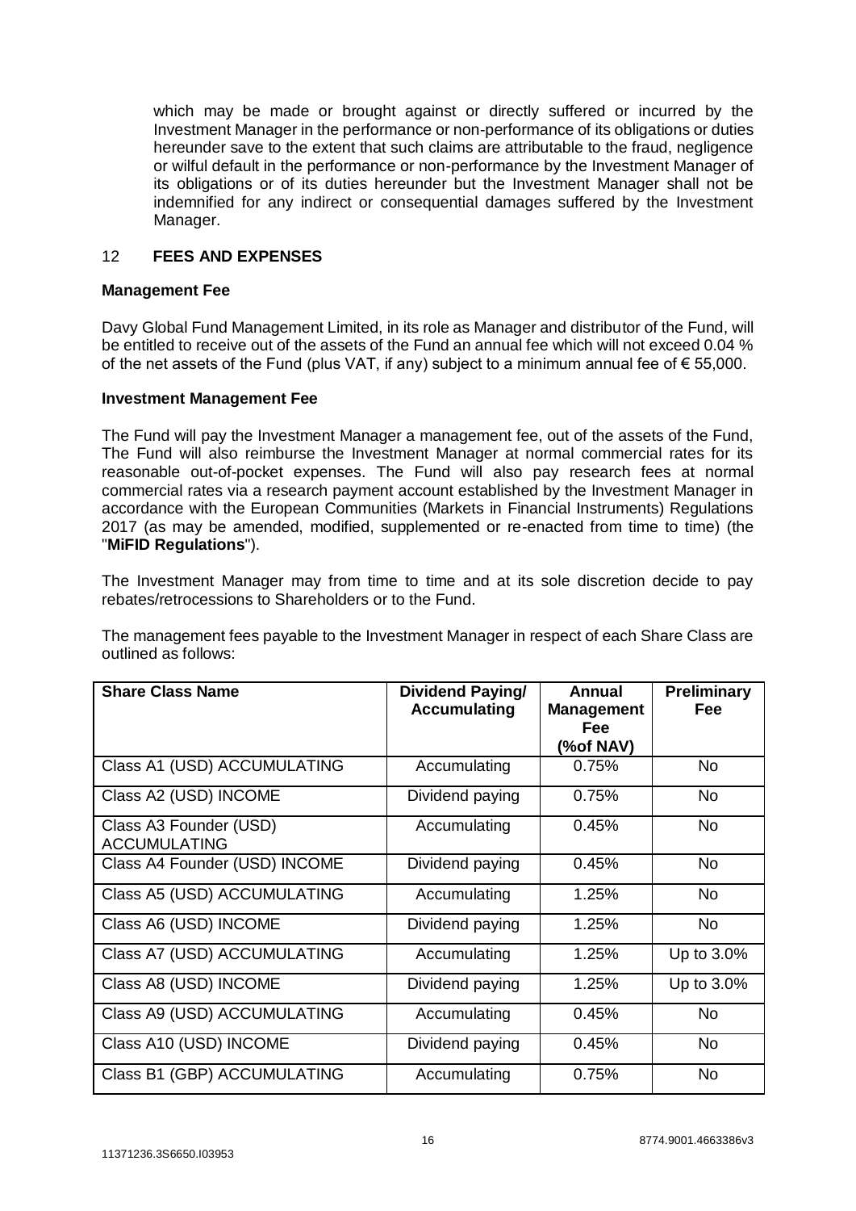which may be made or brought against or directly suffered or incurred by the Investment Manager in the performance or non-performance of its obligations or duties hereunder save to the extent that such claims are attributable to the fraud, negligence or wilful default in the performance or non-performance by the Investment Manager of its obligations or of its duties hereunder but the Investment Manager shall not be indemnified for any indirect or consequential damages suffered by the Investment Manager.

## 12 FEES AND EXPENSES

**Management Fee**

Davy Global Fund Management Limited, in its role as Manager and distributor of the Fund, will be entitled to receive out of the assets of the Fund an annual fee which will not exceed 0.04 % of the net assets of the Fund (plus VAT, if any) subject to a minimum annual fee of € 55,000.

**Investment Management Fee**

The Fund will pay the Investment Manager a management fee, out of the assets of the Fund, The Fund will also reimburse the Investment Manager at normal commercial rates for its reasonable out-of-pocket expenses. The Fund will also pay research fees at normal commercial rates via a research payment account established by the Investment Manager in accordance with the European Communities (Markets in Financial Instruments) Regulations 2017 (as may be amended, modified, supplemented or re-enacted from time to time) (the "**MiFID Regulations**").

The Investment Manager may from time to time and at its sole discretion decide to pay rebates/retrocessions to Shareholders or to the Fund.

The management fees payable to the Investment Manager in respect of each Share Class are outlined as follows:

| Share Class Name | Dividend Paying/ Accumulating | Annual Management Fee (%of NAV) | Preliminary Fee |
|---|---|---|---|
| Class A1 (USD) ACCUMULATING | Accumulating | 0.75% | No |
| Class A2 (USD) INCOME | Dividend paying | 0.75% | No |
| Class A3 Founder (USD) ACCUMULATING | Accumulating | 0.45% | No |
| Class A4 Founder (USD) INCOME | Dividend paying | 0.45% | No |
| Class A5 (USD) ACCUMULATING | Accumulating | 1.25% | No |
| Class A6 (USD) INCOME | Dividend paying | 1.25% | No |
| Class A7 (USD) ACCUMULATING | Accumulating | 1.25% | Up to 3.0% |
| Class A8 (USD) INCOME | Dividend paying | 1.25% | Up to 3.0% |
| Class A9 (USD) ACCUMULATING | Accumulating | 0.45% | No |
| Class A10 (USD) INCOME | Dividend paying | 0.45% | No |
| Class B1 (GBP) ACCUMULATING | Accumulating | 0.75% | No |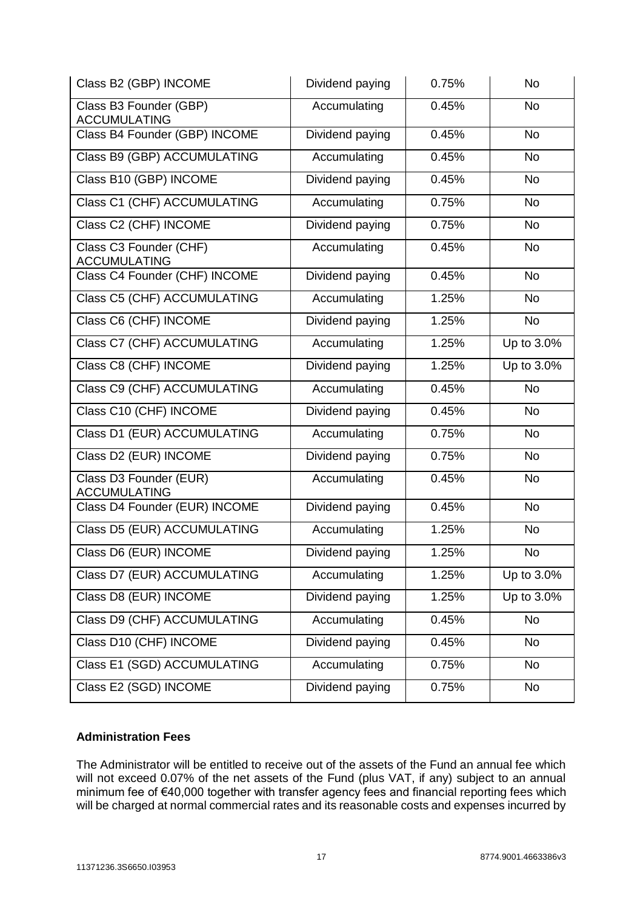| | | | |
|---|---|---|---|
| Class B2 (GBP) INCOME | Dividend paying | 0.75% | No |
| Class B3 Founder (GBP) ACCUMULATING | Accumulating | 0.45% | No |
| Class B4 Founder (GBP) INCOME | Dividend paying | 0.45% | No |
| Class B9 (GBP) ACCUMULATING | Accumulating | 0.45% | No |
| Class B10 (GBP) INCOME | Dividend paying | 0.45% | No |
| Class C1 (CHF) ACCUMULATING | Accumulating | 0.75% | No |
| Class C2 (CHF) INCOME | Dividend paying | 0.75% | No |
| Class C3 Founder (CHF) ACCUMULATING | Accumulating | 0.45% | No |
| Class C4 Founder (CHF) INCOME | Dividend paying | 0.45% | No |
| Class C5 (CHF) ACCUMULATING | Accumulating | 1.25% | No |
| Class C6 (CHF) INCOME | Dividend paying | 1.25% | No |
| Class C7 (CHF) ACCUMULATING | Accumulating | 1.25% | Up to 3.0% |
| Class C8 (CHF) INCOME | Dividend paying | 1.25% | Up to 3.0% |
| Class C9 (CHF) ACCUMULATING | Accumulating | 0.45% | No |
| Class C10 (CHF) INCOME | Dividend paying | 0.45% | No |
| Class D1 (EUR) ACCUMULATING | Accumulating | 0.75% | No |
| Class D2 (EUR) INCOME | Dividend paying | 0.75% | No |
| Class D3 Founder (EUR) ACCUMULATING | Accumulating | 0.45% | No |
| Class D4 Founder (EUR) INCOME | Dividend paying | 0.45% | No |
| Class D5 (EUR) ACCUMULATING | Accumulating | 1.25% | No |
| Class D6 (EUR) INCOME | Dividend paying | 1.25% | No |
| Class D7 (EUR) ACCUMULATING | Accumulating | 1.25% | Up to 3.0% |
| Class D8 (EUR) INCOME | Dividend paying | 1.25% | Up to 3.0% |
| Class D9 (CHF) ACCUMULATING | Accumulating | 0.45% | No |
| Class D10 (CHF) INCOME | Dividend paying | 0.45% | No |
| Class E1 (SGD) ACCUMULATING | Accumulating | 0.75% | No |
| Class E2 (SGD) INCOME | Dividend paying | 0.75% | No |

**Administration Fees**

The Administrator will be entitled to receive out of the assets of the Fund an annual fee which will not exceed 0.07% of the net assets of the Fund (plus VAT, if any) subject to an annual minimum fee of €40,000 together with transfer agency fees and financial reporting fees which will be charged at normal commercial rates and its reasonable costs and expenses incurred by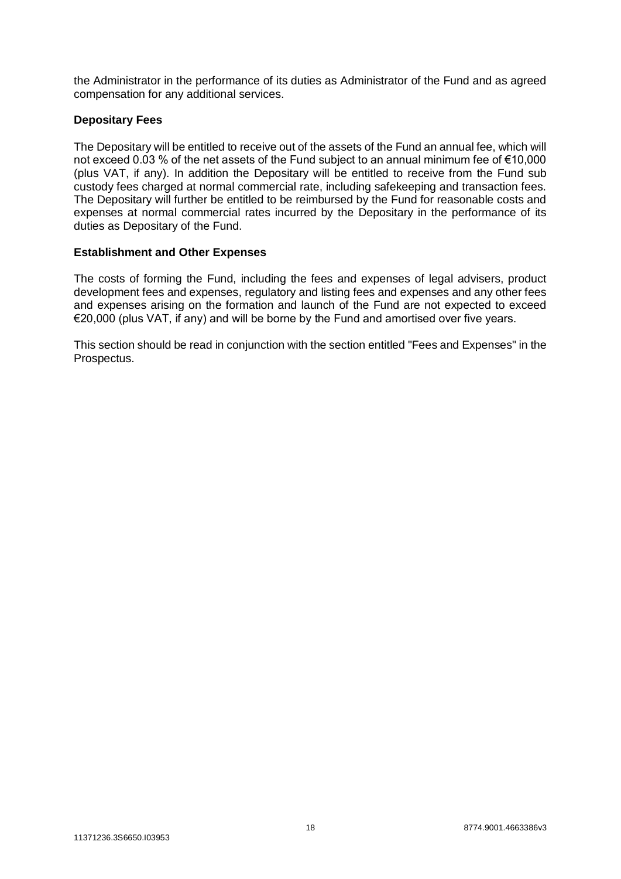the Administrator in the performance of its duties as Administrator of the Fund and as agreed compensation for any additional services.

### Depositary Fees

The Depositary will be entitled to receive out of the assets of the Fund an annual fee, which will not exceed 0.03 % of the net assets of the Fund subject to an annual minimum fee of €10,000 (plus VAT, if any). In addition the Depositary will be entitled to receive from the Fund sub custody fees charged at normal commercial rate, including safekeeping and transaction fees. The Depositary will further be entitled to be reimbursed by the Fund for reasonable costs and expenses at normal commercial rates incurred by the Depositary in the performance of its duties as Depositary of the Fund.

### Establishment and Other Expenses

The costs of forming the Fund, including the fees and expenses of legal advisers, product development fees and expenses, regulatory and listing fees and expenses and any other fees and expenses arising on the formation and launch of the Fund are not expected to exceed €20,000 (plus VAT, if any) and will be borne by the Fund and amortised over five years.

This section should be read in conjunction with the section entitled "Fees and Expenses" in the Prospectus.